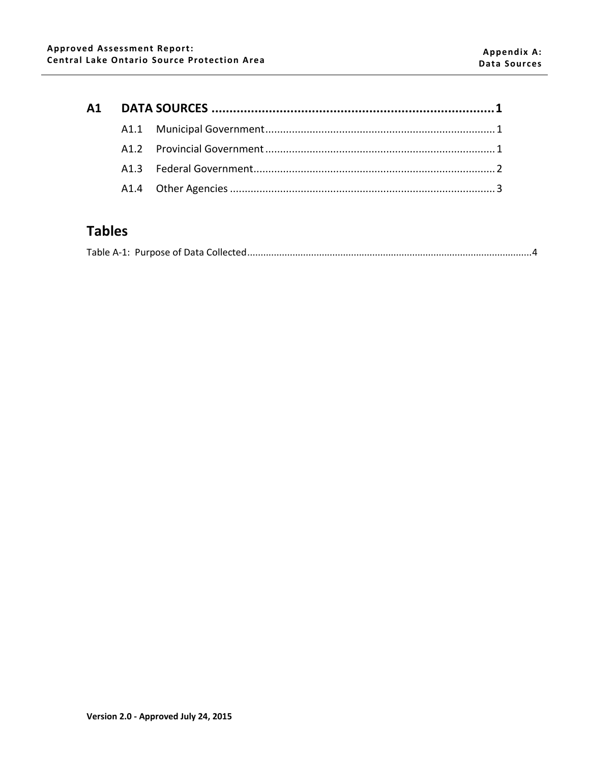# A1 DATA SOURCES ........................................................................ 1

- A1.1 Municipal Government ........................................................................ 1
- A1.2 Provincial Government ........................................................................ 1
- A1.3 Federal Government ........................................................................ 2
- A1.4 Other Agencies ........................................................................ 3

# Tables

Table A-1: Purpose of Data Collected ........................................................................ 4

**Version 2.0 - Approved July 24, 2015**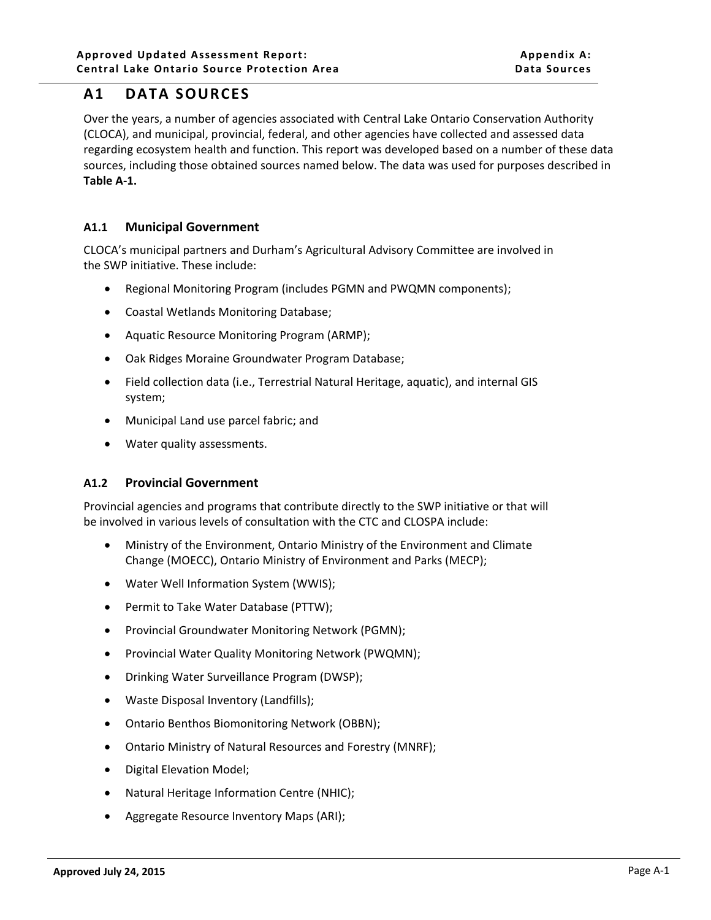# A1 DATA SOURCES

Over the years, a number of agencies associated with Central Lake Ontario Conservation Authority (CLOCA), and municipal, provincial, federal, and other agencies have collected and assessed data regarding ecosystem health and function. This report was developed based on a number of these data sources, including those obtained sources named below. The data was used for purposes described in **Table A-1.**

## A1.1 Municipal Government

CLOCA's municipal partners and Durham's Agricultural Advisory Committee are involved in the SWP initiative. These include:

- Regional Monitoring Program (includes PGMN and PWQMN components);
- Coastal Wetlands Monitoring Database;
- Aquatic Resource Monitoring Program (ARMP);
- Oak Ridges Moraine Groundwater Program Database;
- Field collection data (i.e., Terrestrial Natural Heritage, aquatic), and internal GIS system;
- Municipal Land use parcel fabric; and
- Water quality assessments.

## A1.2 Provincial Government

Provincial agencies and programs that contribute directly to the SWP initiative or that will be involved in various levels of consultation with the CTC and CLOSPA include:

- Ministry of the Environment, Ontario Ministry of the Environment and Climate Change (MOECC), Ontario Ministry of Environment and Parks (MECP);
- Water Well Information System (WWIS);
- Permit to Take Water Database (PTTW);
- Provincial Groundwater Monitoring Network (PGMN);
- Provincial Water Quality Monitoring Network (PWQMN);
- Drinking Water Surveillance Program (DWSP);
- Waste Disposal Inventory (Landfills);
- Ontario Benthos Biomonitoring Network (OBBN);
- Ontario Ministry of Natural Resources and Forestry (MNRF);
- Digital Elevation Model;
- Natural Heritage Information Centre (NHIC);
- Aggregate Resource Inventory Maps (ARI);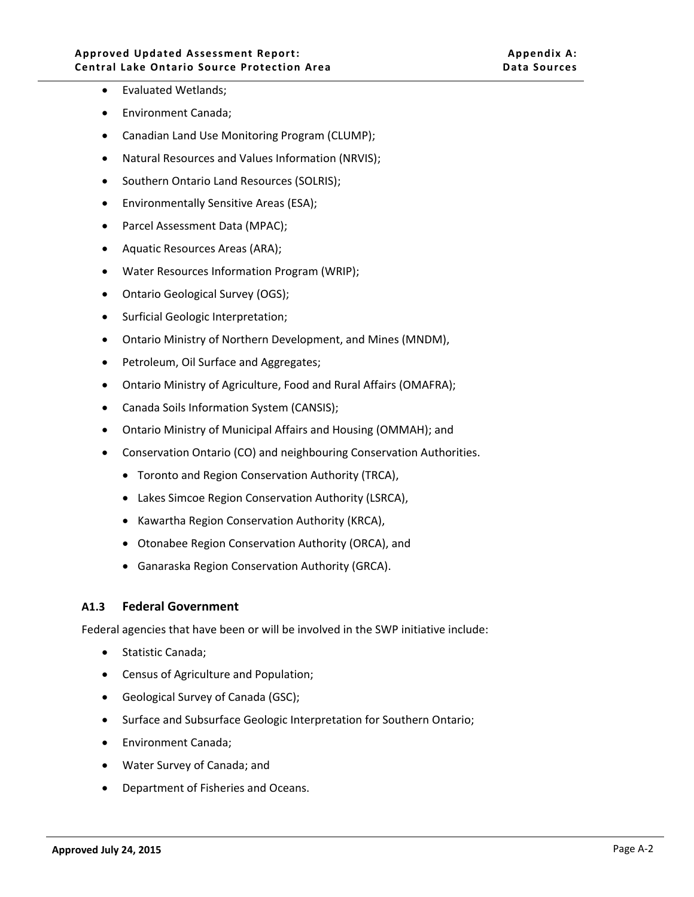- Evaluated Wetlands;
- Environment Canada;
- Canadian Land Use Monitoring Program (CLUMP);
- Natural Resources and Values Information (NRVIS);
- Southern Ontario Land Resources (SOLRIS);
- Environmentally Sensitive Areas (ESA);
- Parcel Assessment Data (MPAC);
- Aquatic Resources Areas (ARA);
- Water Resources Information Program (WRIP);
- Ontario Geological Survey (OGS);
- Surficial Geologic Interpretation;
- Ontario Ministry of Northern Development, and Mines (MNDM),
- Petroleum, Oil Surface and Aggregates;
- Ontario Ministry of Agriculture, Food and Rural Affairs (OMAFRA);
- Canada Soils Information System (CANSIS);
- Ontario Ministry of Municipal Affairs and Housing (OMMAH); and
- Conservation Ontario (CO) and neighbouring Conservation Authorities.
  - Toronto and Region Conservation Authority (TRCA),
  - Lakes Simcoe Region Conservation Authority (LSRCA),
  - Kawartha Region Conservation Authority (KRCA),
  - Otonabee Region Conservation Authority (ORCA), and
  - Ganaraska Region Conservation Authority (GRCA).

### A1.3 Federal Government

Federal agencies that have been or will be involved in the SWP initiative include:

- Statistic Canada;
- Census of Agriculture and Population;
- Geological Survey of Canada (GSC);
- Surface and Subsurface Geologic Interpretation for Southern Ontario;
- Environment Canada;
- Water Survey of Canada; and
- Department of Fisheries and Oceans.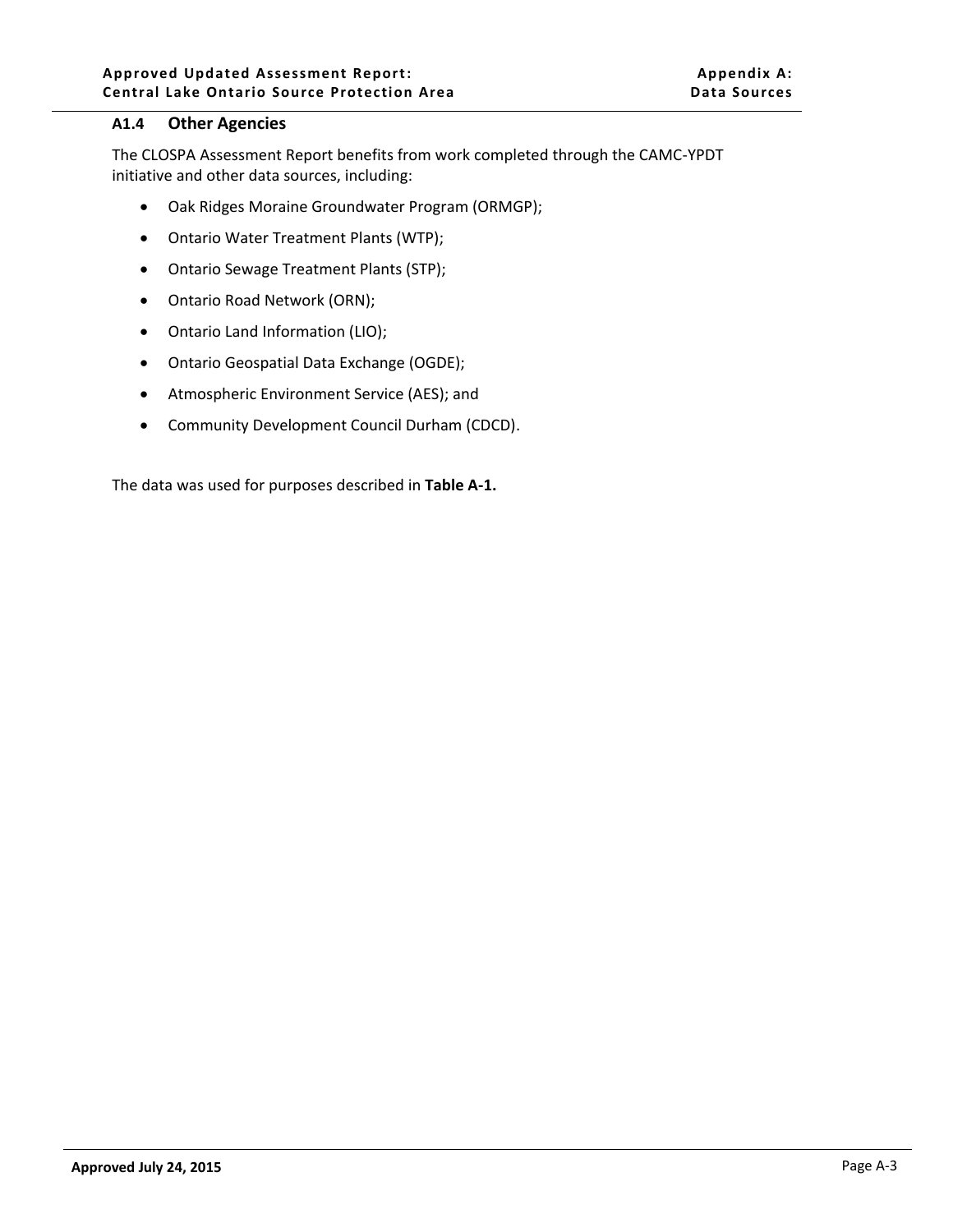## A1.4 Other Agencies

The CLOSPA Assessment Report benefits from work completed through the CAMC-YPDT initiative and other data sources, including:

- Oak Ridges Moraine Groundwater Program (ORMGP);
- Ontario Water Treatment Plants (WTP);
- Ontario Sewage Treatment Plants (STP);
- Ontario Road Network (ORN);
- Ontario Land Information (LIO);
- Ontario Geospatial Data Exchange (OGDE);
- Atmospheric Environment Service (AES); and
- Community Development Council Durham (CDCD).

The data was used for purposes described in **Table A-1.**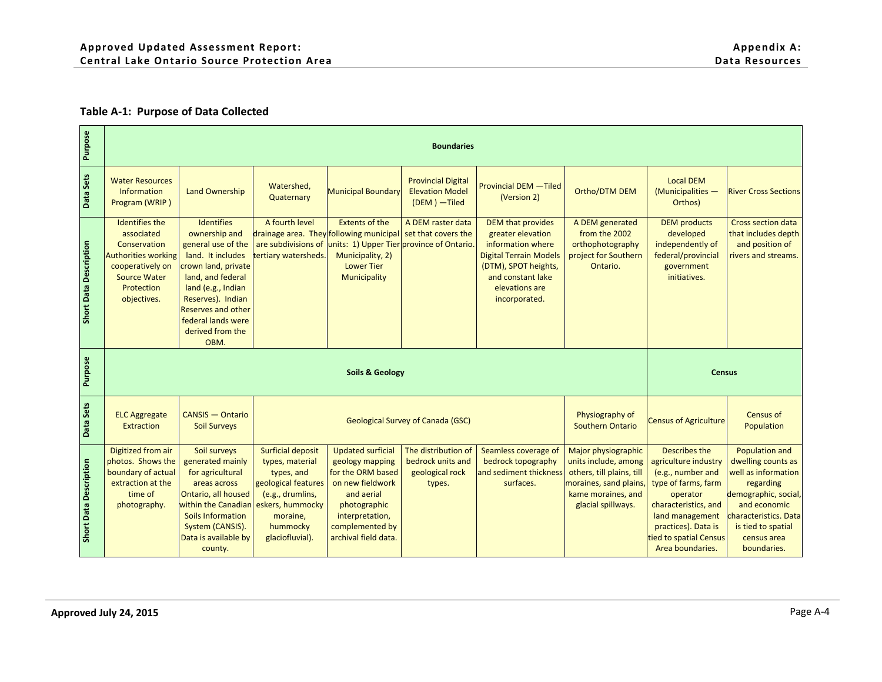### Table A-1: Purpose of Data Collected

| Purpose | Boundaries | | | | | | | | |
|---|---|---|---|---|---|---|---|---|---|
| Data Sets | Water Resources Information Program (WRIP ) | Land Ownership | Watershed, Quaternary | Municipal Boundary | Provincial Digital Elevation Model (DEM ) —Tiled | Provincial DEM —Tiled (Version 2) | Ortho/DTM DEM | Local DEM (Municipalities — Orthos) | River Cross Sections |
| Short Data Description | Identifies the associated Conservation Authorities working cooperatively on Source Water Protection objectives. | Identifies ownership and general use of the land. It includes crown land, private land, and federal land (e.g., Indian Reserves). Indian Reserves and other federal lands were derived from the OBM. | A fourth level drainage area. They are subdivisions of tertiary watersheds. | Extents of the following municipal units: 1) Upper Tier Municipality, 2) Lower Tier Municipality | A DEM raster data set that covers the province of Ontario. | DEM that provides greater elevation information where Digital Terrain Models (DTM), SPOT heights, and constant lake elevations are incorporated. | A DEM generated from the 2002 orthophotography project for Southern Ontario. | DEM products developed independently of federal/provincial government initiatives. | Cross section data that includes depth and position of rivers and streams. |
| Purpose | Soils & Geology | | | | | | | Census | |
| Data Sets | ELC Aggregate Extraction | CANSIS — Ontario Soil Surveys | Geological Survey of Canada (GSC) | | | | Physiography of Southern Ontario | Census of Agriculture | Census of Population |
| Short Data Description | Digitized from air photos. Shows the boundary of actual extraction at the time of photography. | Soil surveys generated mainly for agricultural areas across Ontario, all housed within the Canadian Soils Information System (CANSIS). Data is available by county. | Surficial deposit types, material types, and geological features (e.g., drumlins, eskers, hummocky moraine, hummocky glaciofluvial). | Updated surficial geology mapping for the ORM based on new fieldwork and aerial photographic interpretation, complemented by archival field data. | The distribution of bedrock units and geological rock types. | Seamless coverage of bedrock topography and sediment thickness surfaces. | Major physiographic units include, among others, till plains, till moraines, sand plains, kame moraines, and glacial spillways. | Describes the agriculture industry (e.g., number and type of farms, farm operator characteristics, and land management practices). Data is tied to spatial Census Area boundaries. | Population and dwelling counts as well as information regarding demographic, social, and economic characteristics. Data is tied to spatial census area boundaries. |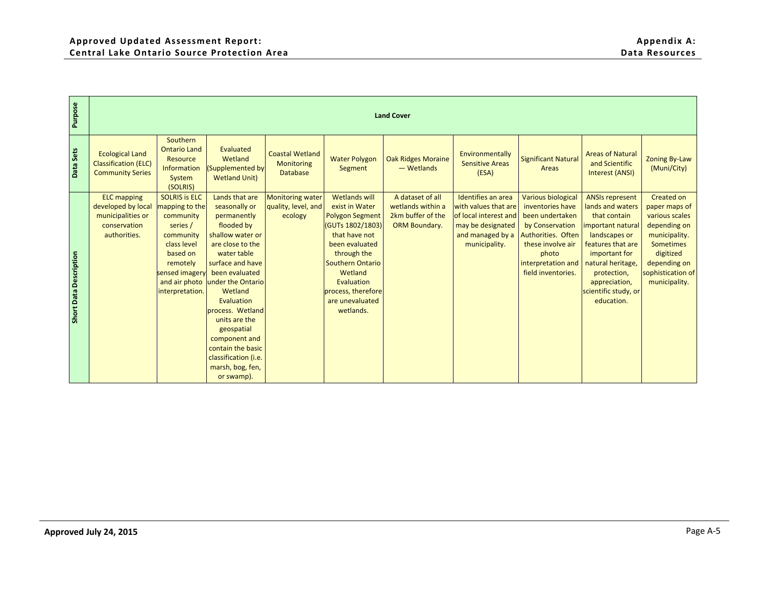| Purpose | Land Cover | | | | | | | | | |
|---|---|---|---|---|---|---|---|---|---|---|
| Data Sets | Ecological Land Classification (ELC) Community Series | Southern Ontario Land Resource Information System (SOLRIS) | Evaluated Wetland (Supplemented by Wetland Unit) | Coastal Wetland Monitoring Database | Water Polygon Segment | Oak Ridges Moraine — Wetlands | Environmentally Sensitive Areas (ESA) | Significant Natural Areas | Areas of Natural and Scientific Interest (ANSI) | Zoning By-Law (Muni/City) |
| Short Data Description | ELC mapping developed by local municipalities or conservation authorities. | SOLRIS is ELC mapping to the community series / community class level based on remotely sensed imagery and air photo interpretation. | Lands that are seasonally or permanently flooded by shallow water or are close to the water table surface and have been evaluated under the Ontario Wetland Evaluation process. Wetland units are the geospatial component and contain the basic classification (i.e. marsh, bog, fen, or swamp). | Monitoring water quality, level, and ecology | Wetlands will exist in Water Polygon Segment (GUTs 1802/1803) that have not been evaluated through the Southern Ontario Wetland Evaluation process, therefore are unevaluated wetlands. | A dataset of all wetlands within a 2km buffer of the ORM Boundary. | Identifies an area with values that are of local interest and may be designated and managed by a municipality. | Various biological inventories have been undertaken by Conservation Authorities. Often these involve air photo interpretation and field inventories. | ANSIs represent lands and waters that contain important natural landscapes or features that are important for natural heritage, protection, appreciation, scientific study, or education. | Created on paper maps of various scales depending on municipality. Sometimes digitized depending on sophistication of municipality. |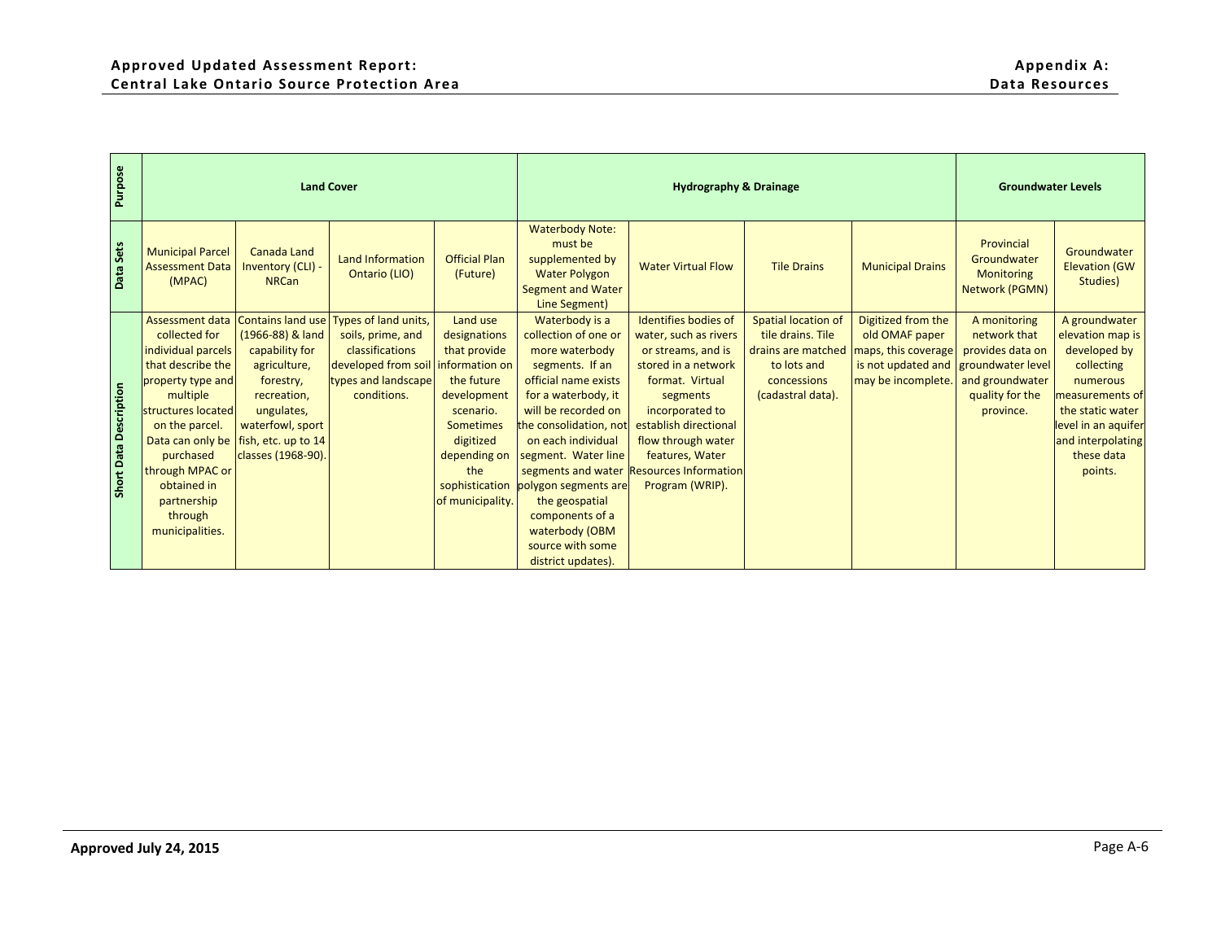| Purpose | Land Cover | | | | Hydrography & Drainage | | | | Groundwater Levels | |
|---|---|---|---|---|---|---|---|---|---|---|
| Data Sets | Municipal Parcel Assessment Data (MPAC) | Canada Land Inventory (CLI) - NRCan | Land Information Ontario (LIO) | Official Plan (Future) | Waterbody Note: must be supplemented by Water Polygon Segment and Water Line Segment) | Water Virtual Flow | Tile Drains | Municipal Drains | Provincial Groundwater Monitoring Network (PGMN) | Groundwater Elevation (GW Studies) |
| Short Data Description | Assessment data collected for individual parcels that describe the property type and multiple structures located on the parcel. Data can only be purchased through MPAC or obtained in partnership through municipalities. | Contains land use (1966-88) & land capability for agriculture, forestry, recreation, ungulates, waterfowl, sport fish, etc. up to 14 classes (1968-90). | Types of land units, soils, prime, and classifications developed from soil types and landscape conditions. | Land use designations that provide information on the future development scenario. Sometimes digitized depending on the sophistication of municipality. | Waterbody is a collection of one or more waterbody segments. If an official name exists for a waterbody, it will be recorded on the consolidation, not on each individual segment. Water line segments and water polygon segments are the geospatial components of a waterbody (OBM source with some district updates). | Identifies bodies of water, such as rivers or streams, and is stored in a network format. Virtual segments incorporated to establish directional flow through water features, Water Resources Information Program (WRIP). | Spatial location of tile drains. Tile drains are matched to lots and concessions (cadastral data). | Digitized from the old OMAF paper maps, this coverage is not updated and may be incomplete. | A monitoring network that provides data on groundwater level and groundwater quality for the province. | A groundwater elevation map is developed by collecting numerous measurements of the static water level in an aquifer and interpolating these data points. |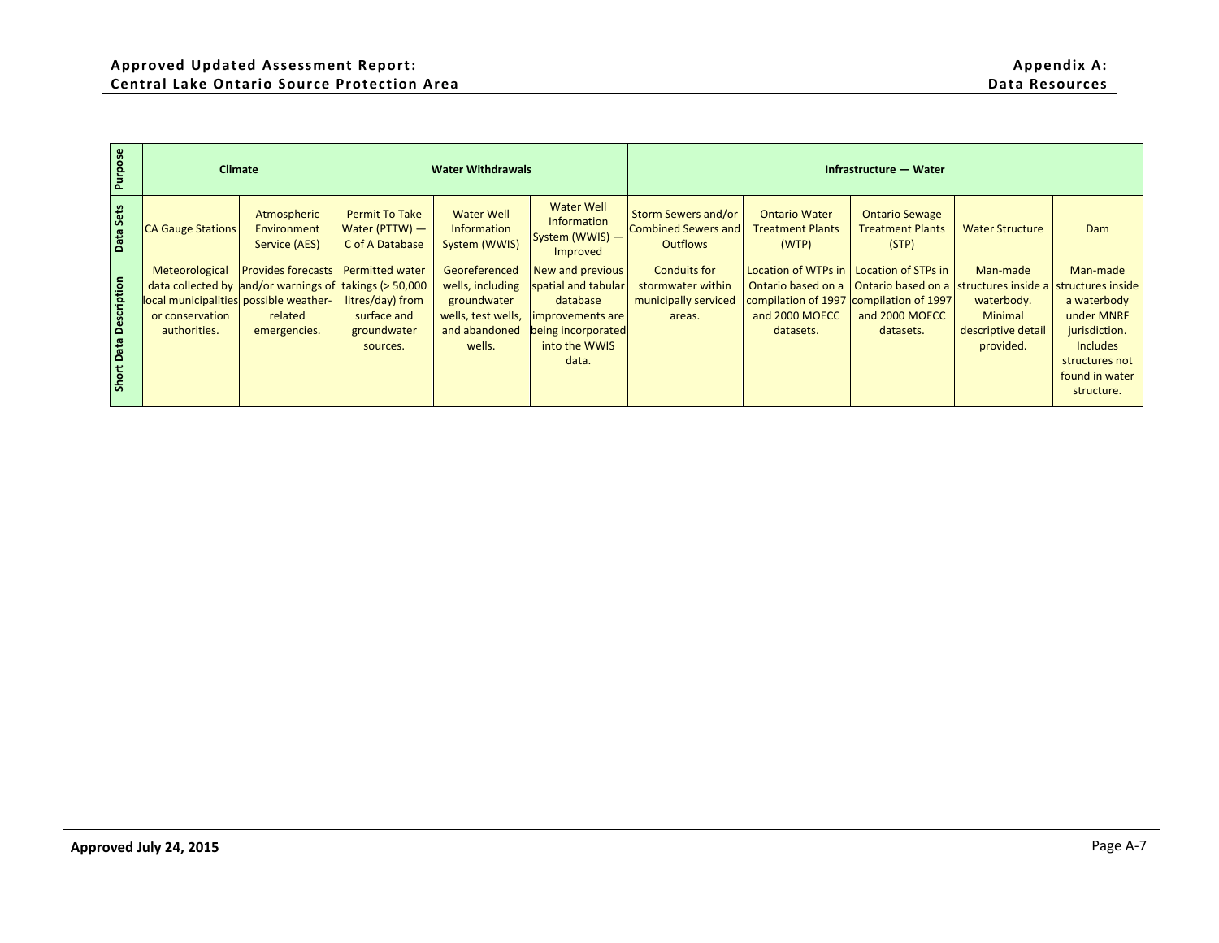| Purpose | Climate | | Water Withdrawals | | | Infrastructure — Water | | | | |
|---|---|---|---|---|---|---|---|---|---|---|
| Data Sets | CA Gauge Stations | Atmospheric Environment Service (AES) | Permit To Take Water (PTTW) — C of A Database | Water Well Information System (WWIS) | Water Well Information System (WWIS) — Improved | Storm Sewers and/or Combined Sewers and Outflows | Ontario Water Treatment Plants (WTP) | Ontario Sewage Treatment Plants (STP) | Water Structure | Dam |
| Short Data Description | Meteorological data collected by local municipalities or conservation authorities. | Provides forecasts and/or warnings of possible weather-related emergencies. | Permitted water takings (> 50,000 litres/day) from surface and groundwater sources. | Georeferenced wells, including groundwater wells, test wells, and abandoned wells. | New and previous spatial and tabular database improvements are being incorporated into the WWIS data. | Conduits for stormwater within municipally serviced areas. | Location of WTPs in Ontario based on a compilation of 1997 and 2000 MOECC datasets. | Location of STPs in Ontario based on a compilation of 1997 and 2000 MOECC datasets. | Man-made structures inside a waterbody. Minimal descriptive detail provided. | Man-made structures inside a waterbody under MNRF jurisdiction. Includes structures not found in water structure. |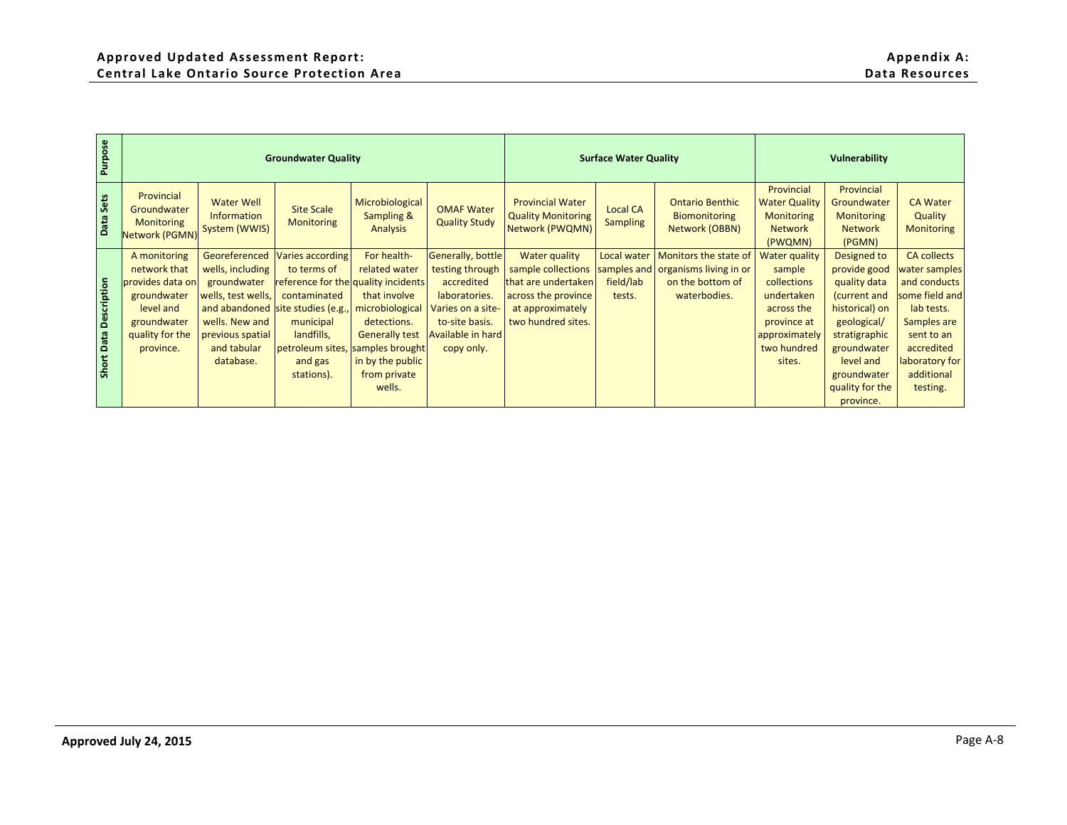| Purpose | Groundwater Quality | | | | | Surface Water Quality | | | Vulnerability | | |
|---|---|---|---|---|---|---|---|---|---|---|---|
| Data Sets | Provincial Groundwater Monitoring Network (PGMN) | Water Well Information System (WWIS) | Site Scale Monitoring | Microbiological Sampling & Analysis | OMAF Water Quality Study | Provincial Water Quality Monitoring Network (PWQMN) | Local CA Sampling | Ontario Benthic Biomonitoring Network (OBBN) | Provincial Water Quality Monitoring Network (PWQMN) | Provincial Groundwater Monitoring Network (PGMN) | CA Water Quality Monitoring |
| Short Data Description | A monitoring network that provides data on groundwater level and groundwater quality for the province. | Georeferenced wells, including groundwater wells, test wells, and abandoned wells. New and previous spatial and tabular database. | Varies according to terms of reference for the contaminated site studies (e.g., municipal landfills, petroleum sites, and gas stations). | For health-related water quality incidents that involve microbiological detections. Generally test samples brought in by the public from private wells. | Generally, bottle testing through accredited laboratories. Varies on a site-to-site basis. Available in hard copy only. | Water quality sample collections that are undertaken across the province at approximately two hundred sites. | Local water samples and field/lab tests. | Monitors the state of organisms living in or on the bottom of waterbodies. | Water quality sample collections undertaken across the province at approximately two hundred sites. | Designed to provide good quality data (current and historical) on geological/ stratigraphic groundwater level and groundwater quality for the province. | CA collects water samples and conducts some field and lab tests. Samples are sent to an accredited laboratory for additional testing. |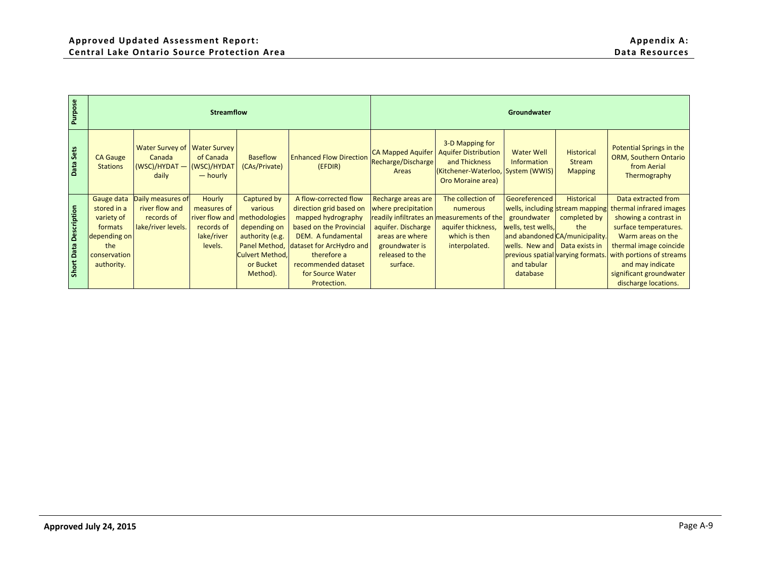| Purpose | Streamflow | | | | | Groundwater | | | | |
|---|---|---|---|---|---|---|---|---|---|---|
| Data Sets | CA Gauge Stations | Water Survey of Canada (WSC)/HYDAT — daily | Water Survey of Canada (WSC)/HYDAT — hourly | Baseflow (CAs/Private) | Enhanced Flow Direction (EFDIR) | CA Mapped Aquifer Recharge/Discharge Areas | 3-D Mapping for Aquifer Distribution and Thickness (Kitchener-Waterloo, Oro Moraine area) | Water Well Information System (WWIS) | Historical Stream Mapping | Potential Springs in the ORM, Southern Ontario from Aerial Thermography |
| Short Data Description | Gauge data stored in a variety of formats depending on the conservation authority. | Daily measures of river flow and records of lake/river levels. | Hourly measures of river flow and records of lake/river levels. | Captured by various methodologies depending on authority (e.g. Panel Method, Culvert Method, or Bucket Method). | A flow-corrected flow direction grid based on mapped hydrography based on the Provincial DEM. A fundamental dataset for ArcHydro and therefore a recommended dataset for Source Water Protection. | Recharge areas are where precipitation readily infiltrates an aquifer. Discharge areas are where groundwater is released to the surface. | The collection of numerous measurements of the aquifer thickness, which is then interpolated. | Georeferenced wells, including groundwater wells, test wells, and abandoned wells. New and previous spatial and tabular database | Historical stream mapping completed by the CA/municipality. Data exists in varying formats. | Data extracted from thermal infrared images showing a contrast in surface temperatures. Warm areas on the thermal image coincide with portions of streams and may indicate significant groundwater discharge locations. |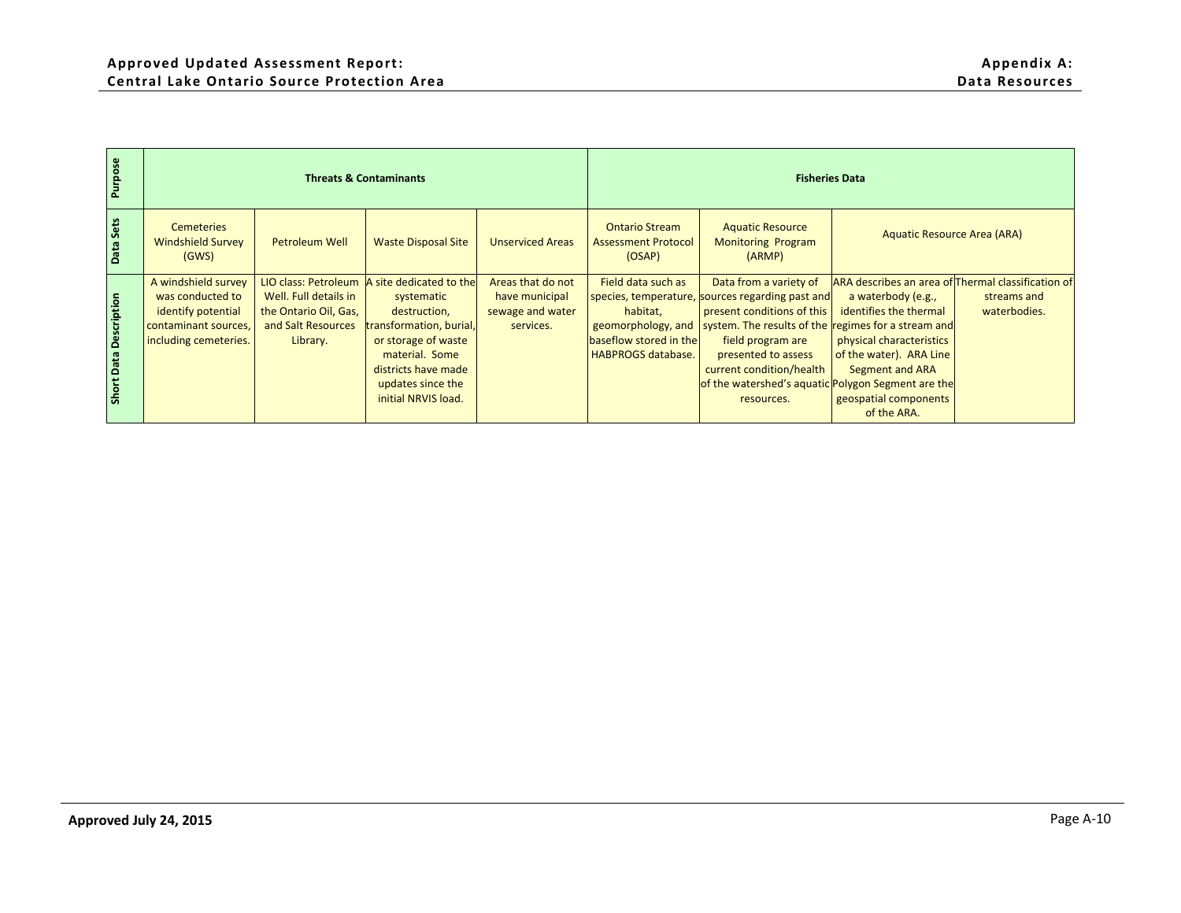| Purpose | Threats & Contaminants | | | | Fisheries Data | | | |
|---|---|---|---|---|---|---|---|---|
| Data Sets | Cemeteries Windshield Survey (GWS) | Petroleum Well | Waste Disposal Site | Unserviced Areas | Ontario Stream Assessment Protocol (OSAP) | Aquatic Resource Monitoring Program (ARMP) | Aquatic Resource Area (ARA) | |
| Short Data Description | A windshield survey was conducted to identify potential contaminant sources, including cemeteries. | LIO class: Petroleum Well. Full details in the Ontario Oil, Gas, and Salt Resources Library. | A site dedicated to the systematic destruction, transformation, burial, or storage of waste material. Some districts have made updates since the initial NRVIS load. | Areas that do not have municipal sewage and water services. | Field data such as species, temperature, habitat, geomorphology, and baseflow stored in the HABPROGS database. | Data from a variety of sources regarding past and present conditions of this system. The results of the field program are presented to assess current condition/health of the watershed's aquatic resources. | ARA describes an area of a waterbody (e.g., identifies the thermal regimes for a stream and physical characteristics of the water). ARA Line Segment and ARA Polygon Segment are the geospatial components of the ARA. | Thermal classification of streams and waterbodies. |